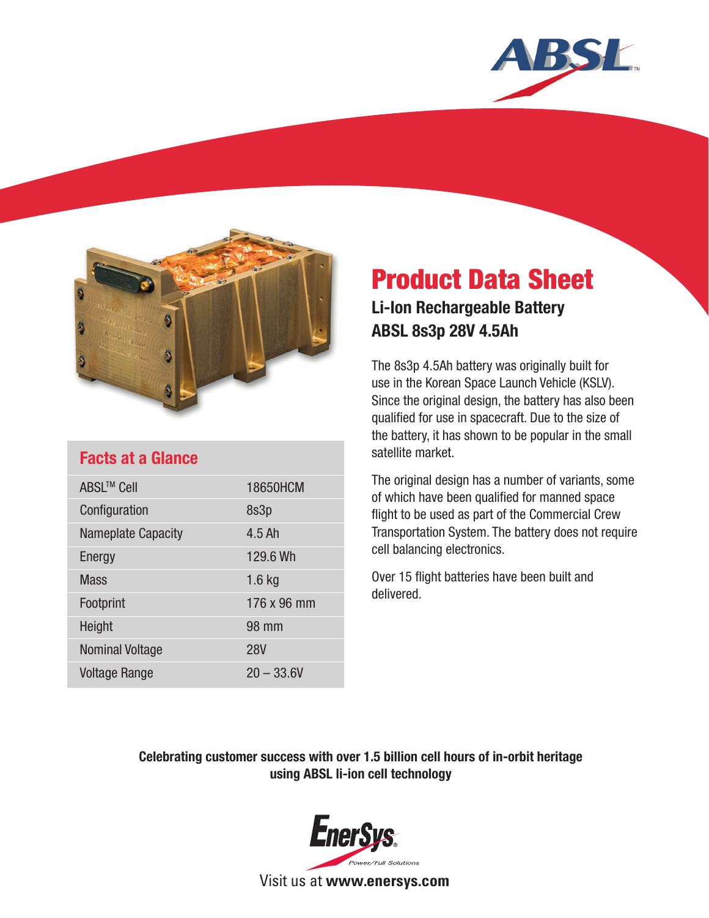# Product Data Sheet

## Li-Ion Rechargeable Battery
## ABSL 8s3p 28V 4.5Ah

The 8s3p 4.5Ah battery was originally built for use in the Korean Space Launch Vehicle (KSLV). Since the original design, the battery has also been qualified for use in spacecraft. Due to the size of the battery, it has shown to be popular in the small satellite market.

The original design has a number of variants, some of which have been qualified for manned space flight to be used as part of the Commercial Crew Transportation System. The battery does not require cell balancing electronics.

Over 15 flight batteries have been built and delivered.

### Facts at a Glance

| | |
|---|---|
| ABSL™ Cell | 18650HCM |
| Configuration | 8s3p |
| Nameplate Capacity | 4.5 Ah |
| Energy | 129.6 Wh |
| Mass | 1.6 kg |
| Footprint | 176 x 96 mm |
| Height | 98 mm |
| Nominal Voltage | 28V |
| Voltage Range | 20 – 33.6V |

**Celebrating customer success with over 1.5 billion cell hours of in-orbit heritage using ABSL li-ion cell technology**

EnerSys® Power/Full Solutions

Visit us at **www.enersys.com**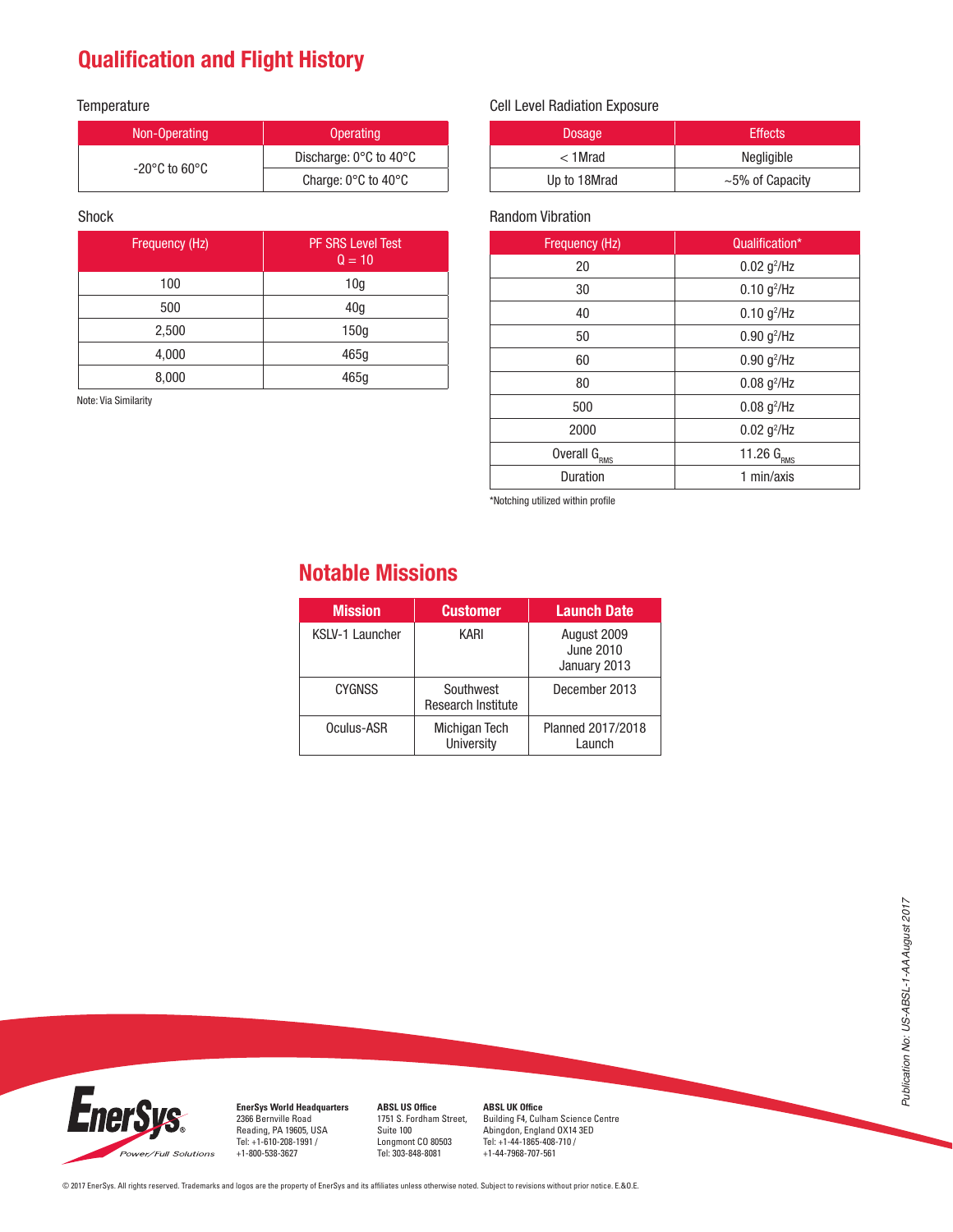## Qualification and Flight History

### Temperature

| Non-Operating | Operating |
|---|---|
| -20°C to 60°C | Discharge: 0°C to 40°C |
| | Charge: 0°C to 40°C |

### Cell Level Radiation Exposure

| Dosage | Effects |
|---|---|
| < 1Mrad | Negligible |
| Up to 18Mrad | ~5% of Capacity |

### Shock

| Frequency (Hz) | PF SRS Level Test Q = 10 |
|---|---|
| 100 | 10g |
| 500 | 40g |
| 2,500 | 150g |
| 4,000 | 465g |
| 8,000 | 465g |

Note: Via Similarity

### Random Vibration

| Frequency (Hz) | Qualification* |
|---|---|
| 20 | 0.02 $g^2/Hz$ |
| 30 | 0.10 $g^2/Hz$ |
| 40 | 0.10 $g^2/Hz$ |
| 50 | 0.90 $g^2/Hz$ |
| 60 | 0.90 $g^2/Hz$ |
| 80 | 0.08 $g^2/Hz$ |
| 500 | 0.08 $g^2/Hz$ |
| 2000 | 0.02 $g^2/Hz$ |
| Overall $G_{RMS}$ | 11.26 $G_{RMS}$ |
| Duration | 1 min/axis |

*Notching utilized within profile

## Notable Missions

| Mission | Customer | Launch Date |
|---|---|---|
| KSLV-1 Launcher | KARI | August 2009<br>June 2010<br>January 2013 |
| CYGNSS | Southwest Research Institute | December 2013 |
| Oculus-ASR | Michigan Tech University | Planned 2017/2018 Launch |

Publication No: US-ABSL-1-AA August 2017

EnerSys
Power/Full Solutions

**EnerSys World Headquarters**
2366 Bernville Road
Reading, PA 19605, USA
Tel: +1-610-208-1991 /
+1-800-538-3627

**ABSL US Office**
1751 S. Fordham Street,
Suite 100
Longmont CO 80503
Tel: 303-848-8081

**ABSL UK Office**
Building F4, Culham Science Centre
Abingdon, England OX14 3ED
Tel: +1-44-1865-408-710 /
+1-44-7968-707-561

© 2017 EnerSys. All rights reserved. Trademarks and logos are the property of EnerSys and its affiliates unless otherwise noted. Subject to revisions without prior notice. E.&O.E.